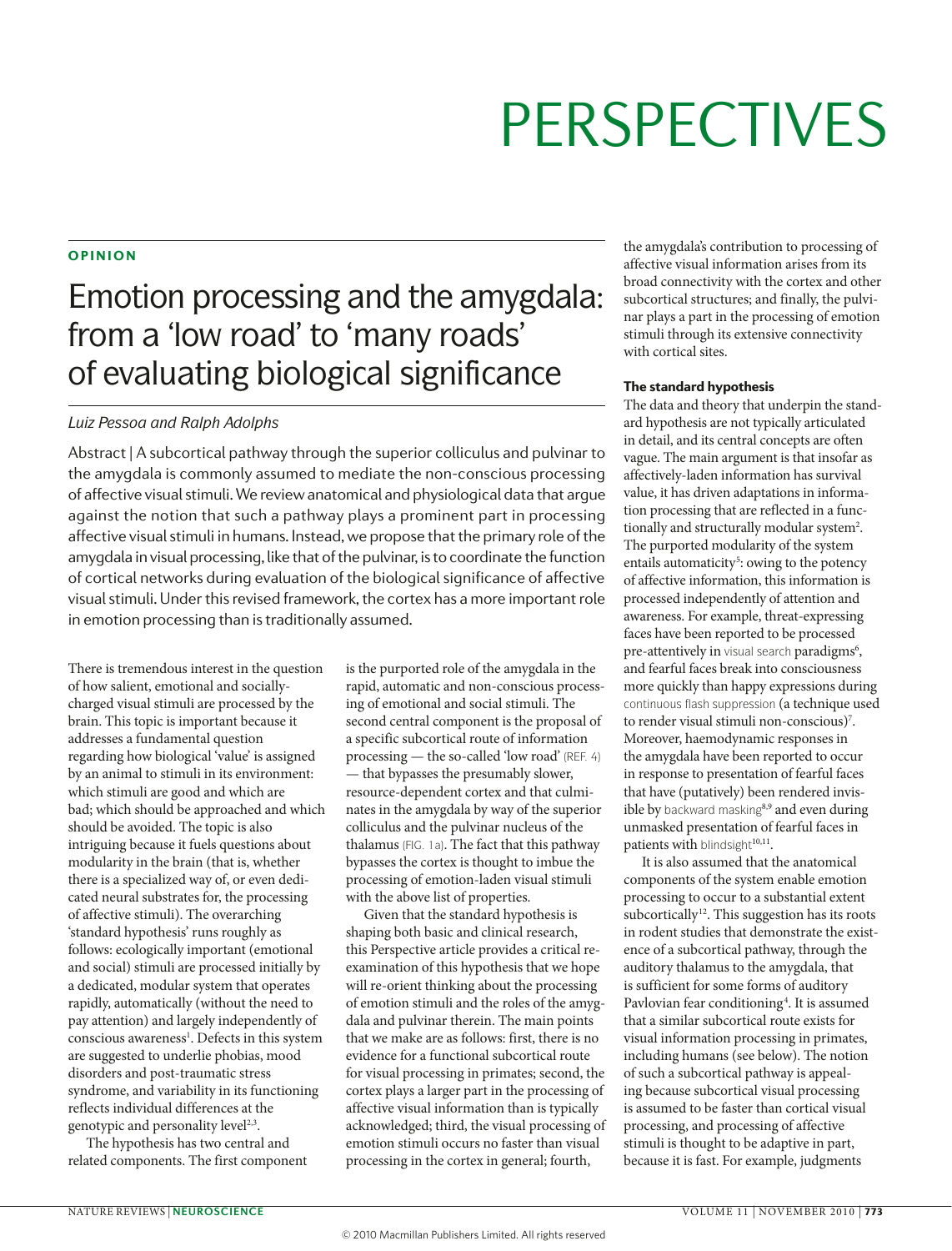# PERSPECTIVES

**OPINION**

# Emotion processing and the amygdala: from a 'low road' to 'many roads' of evaluating biological significance

*Luiz Pessoa and Ralph Adolphs*

Abstract | A subcortical pathway through the superior colliculus and pulvinar to the amygdala is commonly assumed to mediate the non-conscious processing of affective visual stimuli. We review anatomical and physiological data that argue against the notion that such a pathway plays a prominent part in processing affective visual stimuli in humans. Instead, we propose that the primary role of the amygdala in visual processing, like that of the pulvinar, is to coordinate the function of cortical networks during evaluation of the biological significance of affective visual stimuli. Under this revised framework, the cortex has a more important role in emotion processing than is traditionally assumed.

There is tremendous interest in the question of how salient, emotional and socially-charged visual stimuli are processed by the brain. This topic is important because it addresses a fundamental question regarding how biological 'value' is assigned by an animal to stimuli in its environment: which stimuli are good and which are bad; which should be approached and which should be avoided. The topic is also intriguing because it fuels questions about modularity in the brain (that is, whether there is a specialized way of, or even dedicated neural substrates for, the processing of affective stimuli). The overarching 'standard hypothesis' runs roughly as follows: ecologically important (emotional and social) stimuli are processed initially by a dedicated, modular system that operates rapidly, automatically (without the need to pay attention) and largely independently of conscious awareness[1]. Defects in this system are suggested to underlie phobias, mood disorders and post-traumatic stress syndrome, and variability in its functioning reflects individual differences at the genotypic and personality level[2,3].

The hypothesis has two central and related components. The first component is the purported role of the amygdala in the rapid, automatic and non-conscious processing of emotional and social stimuli. The second central component is the proposal of a specific subcortical route of information processing — the so-called 'low road' (REF. 4) — that bypasses the presumably slower, resource-dependent cortex and that culminates in the amygdala by way of the superior colliculus and the pulvinar nucleus of the thalamus (FIG. 1a). The fact that this pathway bypasses the cortex is thought to imbue the processing of emotion-laden visual stimuli with the above list of properties.

Given that the standard hypothesis is shaping both basic and clinical research, this Perspective article provides a critical re-examination of this hypothesis that we hope will re-orient thinking about the processing of emotion stimuli and the roles of the amygdala and pulvinar therein. The main points that we make are as follows: first, there is no evidence for a functional subcortical route for visual processing in primates; second, the cortex plays a larger part in the processing of affective visual information than is typically acknowledged; third, the visual processing of emotion stimuli occurs no faster than visual processing in the cortex in general; fourth, the amygdala's contribution to processing of affective visual information arises from its broad connectivity with the cortex and other subcortical structures; and finally, the pulvinar plays a part in the processing of emotion stimuli through its extensive connectivity with cortical sites.

### The standard hypothesis

The data and theory that underpin the standard hypothesis are not typically articulated in detail, and its central concepts are often vague. The main argument is that insofar as affectively-laden information has survival value, it has driven adaptations in information processing that are reflected in a functionally and structurally modular system[2]. The purported modularity of the system entails automaticity[5]: owing to the potency of affective information, this information is processed independently of attention and awareness. For example, threat-expressing faces have been reported to be processed pre-attentively in visual search paradigms[6], and fearful faces break into consciousness more quickly than happy expressions during continuous flash suppression (a technique used to render visual stimuli non-conscious)[7]. Moreover, haemodynamic responses in the amygdala have been reported to occur in response to presentation of fearful faces that have (putatively) been rendered invisible by backward masking[8,9] and even during unmasked presentation of fearful faces in patients with blindsight[10,11].

It is also assumed that the anatomical components of the system enable emotion processing to occur to a substantial extent subcortically[12]. This suggestion has its roots in rodent studies that demonstrate the existence of a subcortical pathway, through the auditory thalamus to the amygdala, that is sufficient for some forms of auditory Pavlovian fear conditioning[4]. It is assumed that a similar subcortical route exists for visual information processing in primates, including humans (see below). The notion of such a subcortical pathway is appealing because subcortical visual processing is assumed to be faster than cortical visual processing, and processing of affective stimuli is thought to be adaptive in part, because it is fast. For example, judgments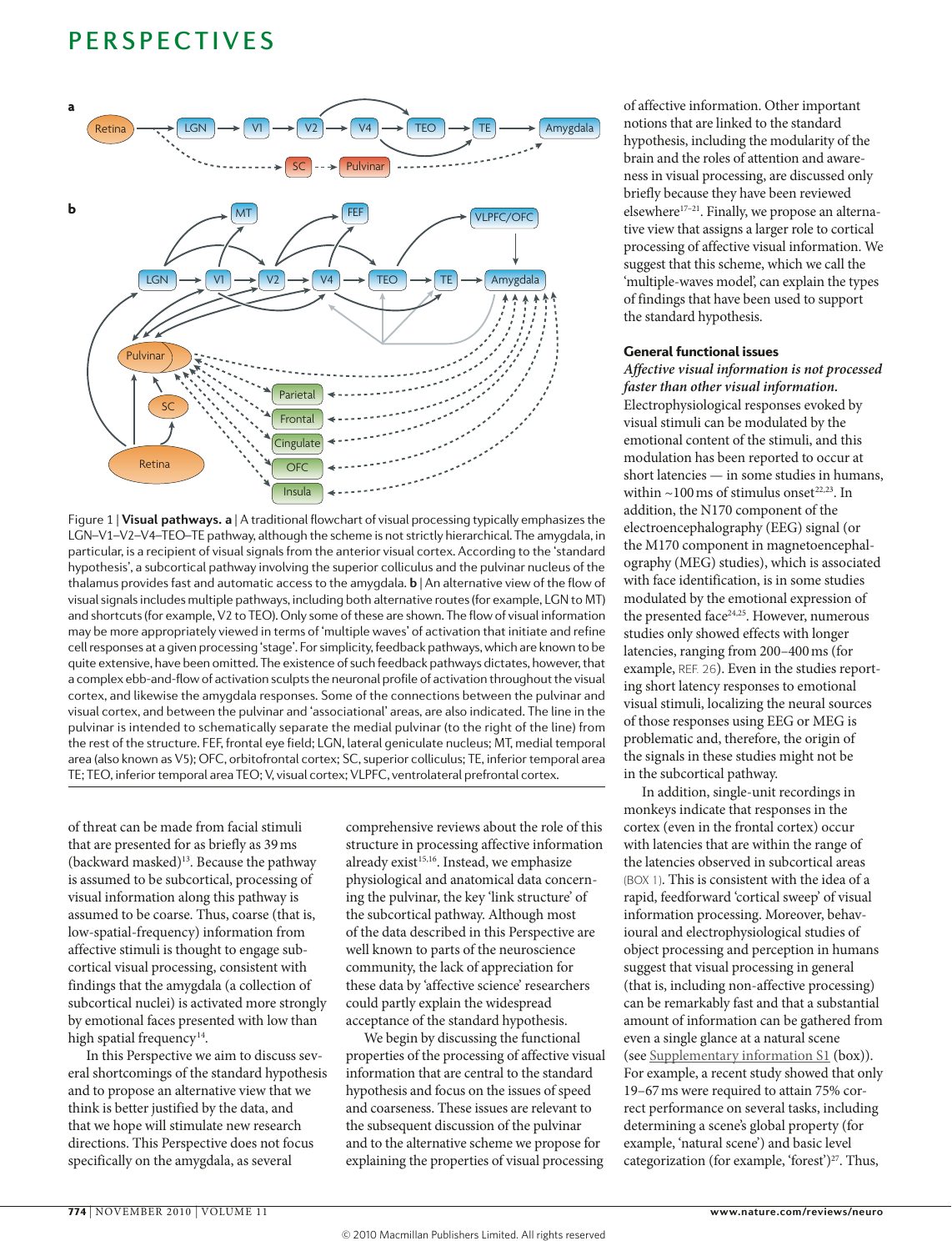Retina

LGN

V1

V2

V4

TEO

TE

Amygdala

SC

Pulvinar

MT

FEF

VLPFC/OFC

Parietal

Frontal

Cingulate

OFC

Insula

Figure 1 | **Visual pathways. a** | A traditional flowchart of visual processing typically emphasizes the LGN–V1–V2–V4–TEO–TE pathway, although the scheme is not strictly hierarchical. The amygdala, in particular, is a recipient of visual signals from the anterior visual cortex. According to the 'standard hypothesis', a subcortical pathway involving the superior colliculus and the pulvinar nucleus of the thalamus provides fast and automatic access to the amygdala. **b** | An alternative view of the flow of visual signals includes multiple pathways, including both alternative routes (for example, LGN to MT) and shortcuts (for example, V2 to TEO). Only some of these are shown. The flow of visual information may be more appropriately viewed in terms of 'multiple waves' of activation that initiate and refine cell responses at a given processing 'stage'. For simplicity, feedback pathways, which are known to be quite extensive, have been omitted. The existence of such feedback pathways dictates, however, that a complex ebb-and-flow of activation sculpts the neuronal profile of activation throughout the visual cortex, and likewise the amygdala responses. Some of the connections between the pulvinar and visual cortex, and between the pulvinar and 'associational' areas, are also indicated. The line in the pulvinar is intended to schematically separate the medial pulvinar (to the right of the line) from the rest of the structure. FEF, frontal eye field; LGN, lateral geniculate nucleus; MT, medial temporal area (also known as V5); OFC, orbitofrontal cortex; SC, superior colliculus; TE, inferior temporal area TE; TEO, inferior temporal area TEO; V, visual cortex; VLPFC, ventrolateral prefrontal cortex.

of threat can be made from facial stimuli that are presented for as briefly as 39 ms (backward masked)[13]. Because the pathway is assumed to be subcortical, processing of visual information along this pathway is assumed to be coarse. Thus, coarse (that is, low-spatial-frequency) information from affective stimuli is thought to engage subcortical visual processing, consistent with findings that the amygdala (a collection of subcortical nuclei) is activated more strongly by emotional faces presented with low than high spatial frequency[14].

In this Perspective we aim to discuss several shortcomings of the standard hypothesis and to propose an alternative view that we think is better justified by the data, and that we hope will stimulate new research directions. This Perspective does not focus specifically on the amygdala, as several comprehensive reviews about the role of this structure in processing affective information already exist[15,16]. Instead, we emphasize physiological and anatomical data concerning the pulvinar, the key 'link structure' of the subcortical pathway. Although most of the data described in this Perspective are well known to parts of the neuroscience community, the lack of appreciation for these data by 'affective science' researchers could partly explain the widespread acceptance of the standard hypothesis.

We begin by discussing the functional properties of the processing of affective visual information that are central to the standard hypothesis and focus on the issues of speed and coarseness. These issues are relevant to the subsequent discussion of the pulvinar and to the alternative scheme we propose for explaining the properties of visual processing of affective information. Other important notions that are linked to the standard hypothesis, including the modularity of the brain and the roles of attention and awareness in visual processing, are discussed only briefly because they have been reviewed elsewhere[17–21]. Finally, we propose an alternative view that assigns a larger role to cortical processing of affective visual information. We suggest that this scheme, which we call the 'multiple-waves model', can explain the types of findings that have been used to support the standard hypothesis.

### General functional issues

***Affective visual information is not processed faster than other visual information.*** Electrophysiological responses evoked by visual stimuli can be modulated by the emotional content of the stimuli, and this modulation has been reported to occur at short latencies — in some studies in humans, within ~100 ms of stimulus onset[22,23]. In addition, the N170 component of the electroencephalography (EEG) signal (or the M170 component in magnetoencephalography (MEG) studies), which is associated with face identification, is in some studies modulated by the emotional expression of the presented face[24,25]. However, numerous studies only showed effects with longer latencies, ranging from 200–400 ms (for example, REF. 26). Even in the studies reporting short latency responses to emotional visual stimuli, localizing the neural sources of those responses using EEG or MEG is problematic and, therefore, the origin of the signals in these studies might not be in the subcortical pathway.

In addition, single-unit recordings in monkeys indicate that responses in the cortex (even in the frontal cortex) occur with latencies that are within the range of the latencies observed in subcortical areas (BOX 1). This is consistent with the idea of a rapid, feedforward 'cortical sweep' of visual information processing. Moreover, behavioural and electrophysiological studies of object processing and perception in humans suggest that visual processing in general (that is, including non-affective processing) can be remarkably fast and that a substantial amount of information can be gathered from even a single glance at a natural scene (see Supplementary information S1 (box)). For example, a recent study showed that only 19–67 ms were required to attain 75% correct performance on several tasks, including determining a scene's global property (for example, 'natural scene') and basic level categorization (for example, 'forest')[27]. Thus,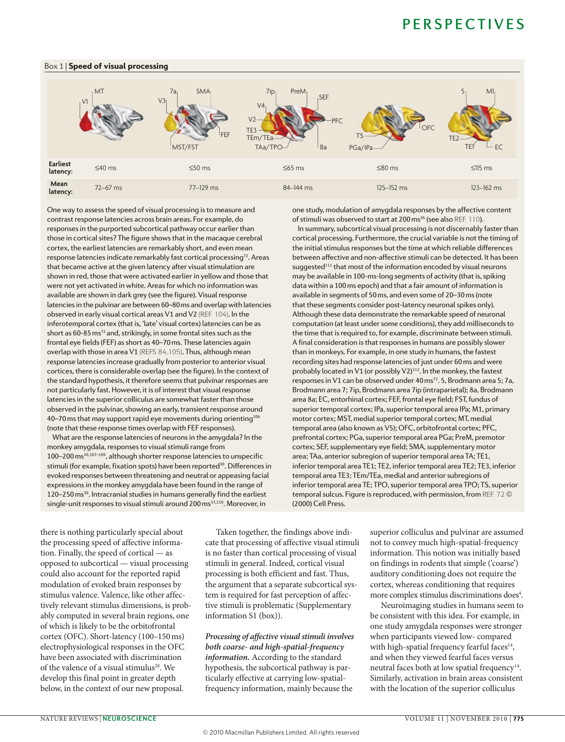## Box 1 | Speed of visual processing

| | | | | | |
|---|---|---|---|---|---|
| **Earliest latency:** | ≤40 ms | ≤50 ms | ≤65 ms | ≤80 ms | ≤115 ms |
| **Mean latency:** | 72–67 ms | 77–129 ms | 84–144 ms | 125–152 ms | 123–162 ms |

One way to assess the speed of visual processing is to measure and contrast response latencies across brain areas. For example, do responses in the purported subcortical pathway occur earlier than those in cortical sites? The figure shows that in the macaque cerebral cortex, the earliest latencies are remarkably short, and even mean response latencies indicate remarkably fast cortical processing[72]. Areas that became active at the given latency after visual stimulation are shown in red, those that were activated earlier in yellow and those that were not yet activated in white. Areas for which no information was available are shown in dark grey (see the figure). Visual response latencies in the pulvinar are between 60–80 ms and overlap with latencies observed in early visual cortical areas V1 and V2 (REF. 104). In the inferotemporal cortex (that is, 'late' visual cortex) latencies can be as short as 60-85 ms[72] and, strikingly, in some frontal sites such as the frontal eye fields (FEF) as short as 40–70 ms. These latencies again overlap with those in area V1 (REFS 84,105). Thus, although mean response latencies increase gradually from posterior to anterior visual cortices, there is considerable overlap (see the figure). In the context of the standard hypothesis, it therefore seems that pulvinar responses are not particularly fast. However, it is of interest that visual response latencies in the superior colliculus are somewhat faster than those observed in the pulvinar, showing an early, transient response around 40–70 ms that may support rapid eye movements during orienting[106] (note that these response times overlap with FEF responses).

What are the response latencies of neurons in the amygdala? In the monkey amygdala, responses to visual stimuli range from 100–200 ms[30,107–109], although shorter response latencies to unspecific stimuli (for example, fixation spots) have been reported[30]. Differences in evoked responses between threatening and neutral or appeasing facial expressions in the monkey amygdala have been found in the range of 120–250 ms[30]. Intracranial studies in humans generally find the earliest single-unit responses to visual stimuli around 200 ms[33,110]. Moreover, in one study, modulation of amygdala responses by the affective content of stimuli was observed to start at 200 ms[26] (see also REF. 110).

In summary, subcortical visual processing is not discernably faster than cortical processing. Furthermore, the crucial variable is not the timing of the initial stimulus responses but the time at which reliable differences between affective and non-affective stimuli can be detected. It has been suggested[111] that most of the information encoded by visual neurons may be available in 100-ms-long segments of activity (that is, spiking data within a 100 ms epoch) and that a fair amount of information is available in segments of 50 ms, and even some of 20–30 ms (note that these segments consider post-latency neuronal spikes only). Although these data demonstrate the remarkable speed of neuronal computation (at least under some conditions), they add milliseconds to the time that is required to, for example, discriminate between stimuli. A final consideration is that responses in humans are possibly slower than in monkeys. For example, in one study in humans, the fastest recording sites had response latencies of just under 60 ms and were probably located in V1 (or possibly V2)[112]. In the monkey, the fastest responses in V1 can be observed under 40 ms[72]. 5, Brodmann area 5; 7a, Brodmann area 7; 7ip, Brodmann area 7ip (intraparietal); 8a, Brodmann area 8a; EC, entorhinal cortex; FEF, frontal eye field; FST, fundus of superior temporal cortex; IPa, superior temporal area IPa; M1, primary motor cortex; MST, medial superior temporal cortex; MT, medial temporal area (also known as V5); OFC, orbitofrontal cortex; PFC, prefrontal cortex; PGa, superior temporal area PGa; PreM, premotor cortex; SEF, supplementary eye field; SMA, supplementary motor area; TAa, anterior subregion of superior temporal area TA; TE1, inferior temporal area TE1; TE2, inferior temporal area TE2; TE3, inferior temporal area TE3; TEm/TEa, medial and anterior subregions of inferior temporal area TE; TPO, superior temporal area TPO; TS, superior temporal sulcus. Figure is reproduced, with permission, from REF. 72 © (2000) Cell Press.

---

there is nothing particularly special about the processing speed of affective information. Finally, the speed of cortical — as opposed to subcortical — visual processing could also account for the reported rapid modulation of evoked brain responses by stimulus valence. Valence, like other affectively relevant stimulus dimensions, is probably computed in several brain regions, one of which is likely to be the orbitofrontal cortex (OFC). Short-latency (100–150 ms) electrophysiological responses in the OFC have been associated with discrimination of the valence of a visual stimulus[28]. We develop this final point in greater depth below, in the context of our new proposal.

Taken together, the findings above indicate that processing of affective visual stimuli is no faster than cortical processing of visual stimuli in general. Indeed, cortical visual processing is both efficient and fast. Thus, the argument that a separate subcortical system is required for fast perception of affective stimuli is problematic (Supplementary information S1 (box)).

***Processing of affective visual stimuli involves both coarse- and high-spatial-frequency information.*** According to the standard hypothesis, the subcortical pathway is particularly effective at carrying low-spatial-frequency information, mainly because the superior colliculus and pulvinar are assumed not to convey much high-spatial-frequency information. This notion was initially based on findings in rodents that simple ('coarse') auditory conditioning does not require the cortex, whereas conditioning that requires more complex stimulus discriminations does[4].

Neuroimaging studies in humans seem to be consistent with this idea. For example, in one study amygdala responses were stronger when participants viewed low- compared with high-spatial frequency fearful faces[14], and when they viewed fearful faces versus neutral faces both at low spatial frequency[14]. Similarly, activation in brain areas consistent with the location of the superior colliculus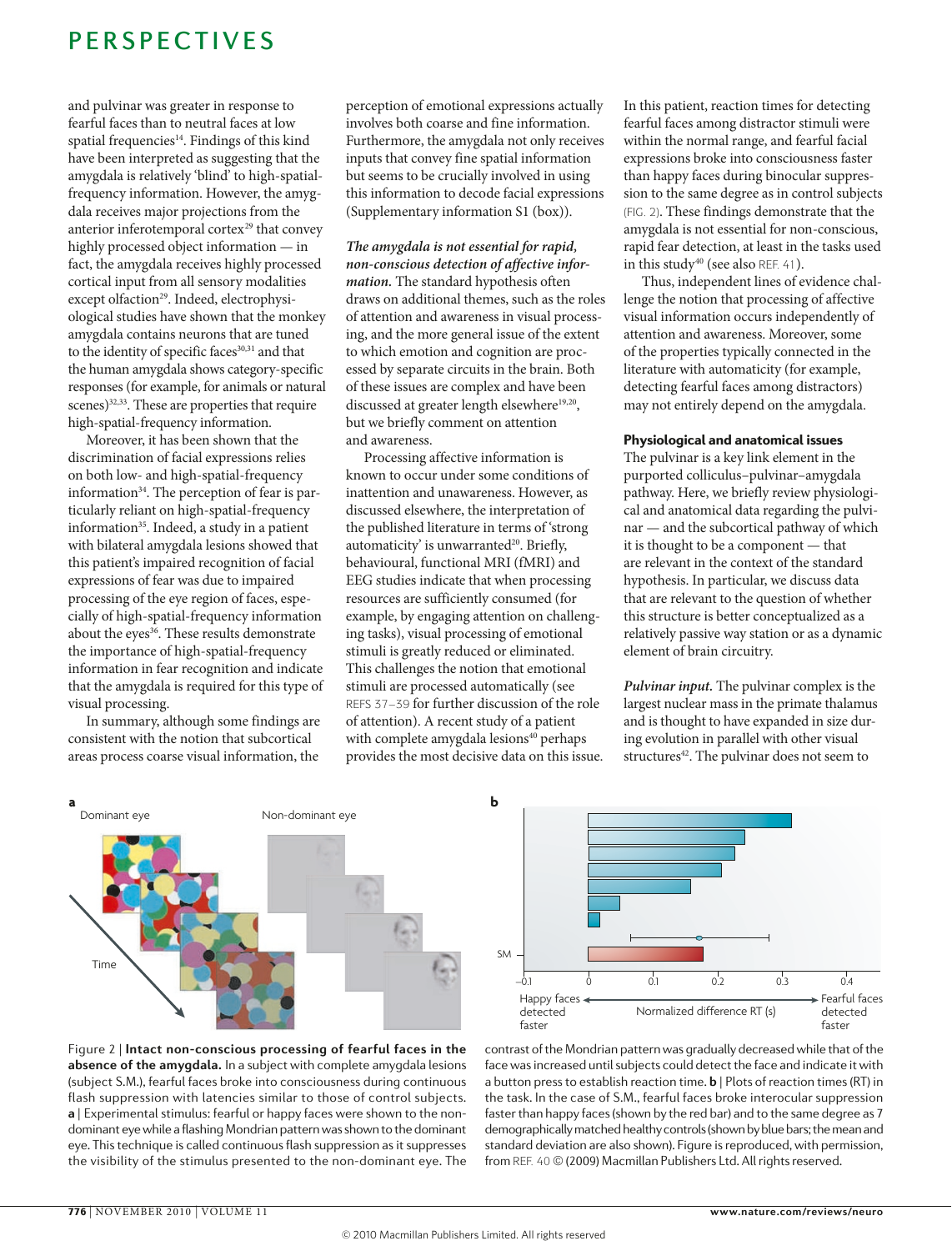and pulvinar was greater in response to fearful faces than to neutral faces at low spatial frequencies[14]. Findings of this kind have been interpreted as suggesting that the amygdala is relatively 'blind' to high-spatial-frequency information. However, the amygdala receives major projections from the anterior inferotemporal cortex[29] that convey highly processed object information — in fact, the amygdala receives highly processed cortical input from all sensory modalities except olfaction[29]. Indeed, electrophysiological studies have shown that the monkey amygdala contains neurons that are tuned to the identity of specific faces[30,31] and that the human amygdala shows category-specific responses (for example, for animals or natural scenes)[32,33]. These are properties that require high-spatial-frequency information.

Moreover, it has been shown that the discrimination of facial expressions relies on both low- and high-spatial-frequency information[34]. The perception of fear is particularly reliant on high-spatial-frequency information[35]. Indeed, a study in a patient with bilateral amygdala lesions showed that this patient's impaired recognition of facial expressions of fear was due to impaired processing of the eye region of faces, especially of high-spatial-frequency information about the eyes[36]. These results demonstrate the importance of high-spatial-frequency information in fear recognition and indicate that the amygdala is required for this type of visual processing.

In summary, although some findings are consistent with the notion that subcortical areas process coarse visual information, the perception of emotional expressions actually involves both coarse and fine information. Furthermore, the amygdala not only receives inputs that convey fine spatial information but seems to be crucially involved in using this information to decode facial expressions (Supplementary information S1 (box)).

***The amygdala is not essential for rapid, non-conscious detection of affective information.*** The standard hypothesis often draws on additional themes, such as the roles of attention and awareness in visual processing, and the more general issue of the extent to which emotion and cognition are processed by separate circuits in the brain. Both of these issues are complex and have been discussed at greater length elsewhere[19,20], but we briefly comment on attention and awareness.

Processing affective information is known to occur under some conditions of inattention and unawareness. However, as discussed elsewhere, the interpretation of the published literature in terms of 'strong automaticity' is unwarranted[20]. Briefly, behavioural, functional MRI (fMRI) and EEG studies indicate that when processing resources are sufficiently consumed (for example, by engaging attention on challenging tasks), visual processing of emotional stimuli is greatly reduced or eliminated. This challenges the notion that emotional stimuli are processed automatically (see REFS 37–39 for further discussion of the role of attention). A recent study of a patient with complete amygdala lesions[40] perhaps provides the most decisive data on this issue. In this patient, reaction times for detecting fearful faces among distractor stimuli were within the normal range, and fearful facial expressions broke into consciousness faster than happy faces during binocular suppression to the same degree as in control subjects (FIG. 2). These findings demonstrate that the amygdala is not essential for non-conscious, rapid fear detection, at least in the tasks used in this study[40] (see also REF. 41).

Thus, independent lines of evidence challenge the notion that processing of affective visual information occurs independently of attention and awareness. Moreover, some of the properties typically connected in the literature with automaticity (for example, detecting fearful faces among distractors) may not entirely depend on the amygdala.

#### Physiological and anatomical issues

The pulvinar is a key link element in the purported colliculus–pulvinar–amygdala pathway. Here, we briefly review physiological and anatomical data regarding the pulvinar — and the subcortical pathway of which it is thought to be a component — that are relevant in the context of the standard hypothesis. In particular, we discuss data that are relevant to the question of whether this structure is better conceptualized as a relatively passive way station or as a dynamic element of brain circuitry.

***Pulvinar input.*** The pulvinar complex is the largest nuclear mass in the primate thalamus and is thought to have expanded in size during evolution in parallel with other visual structures[42]. The pulvinar does not seem to

Figure 2 | **Intact non-conscious processing of fearful faces in the absence of the amygdala.** In a subject with complete amygdala lesions (subject S.M.), fearful faces broke into consciousness during continuous flash suppression with latencies similar to those of control subjects. **a** | Experimental stimulus: fearful or happy faces were shown to the non-dominant eye while a flashing Mondrian pattern was shown to the dominant eye. This technique is called continuous flash suppression as it suppresses the visibility of the stimulus presented to the non-dominant eye. The contrast of the Mondrian pattern was gradually decreased while that of the face was increased until subjects could detect the face and indicate it with a button press to establish reaction time. **b** | Plots of reaction times (RT) in the task. In the case of S.M., fearful faces broke interocular suppression faster than happy faces (shown by the red bar) and to the same degree as 7 demographically matched healthy controls (shown by blue bars; the mean and standard deviation are also shown). Figure is reproduced, with permission, from REF. 40 © (2009) Macmillan Publishers Ltd. All rights reserved.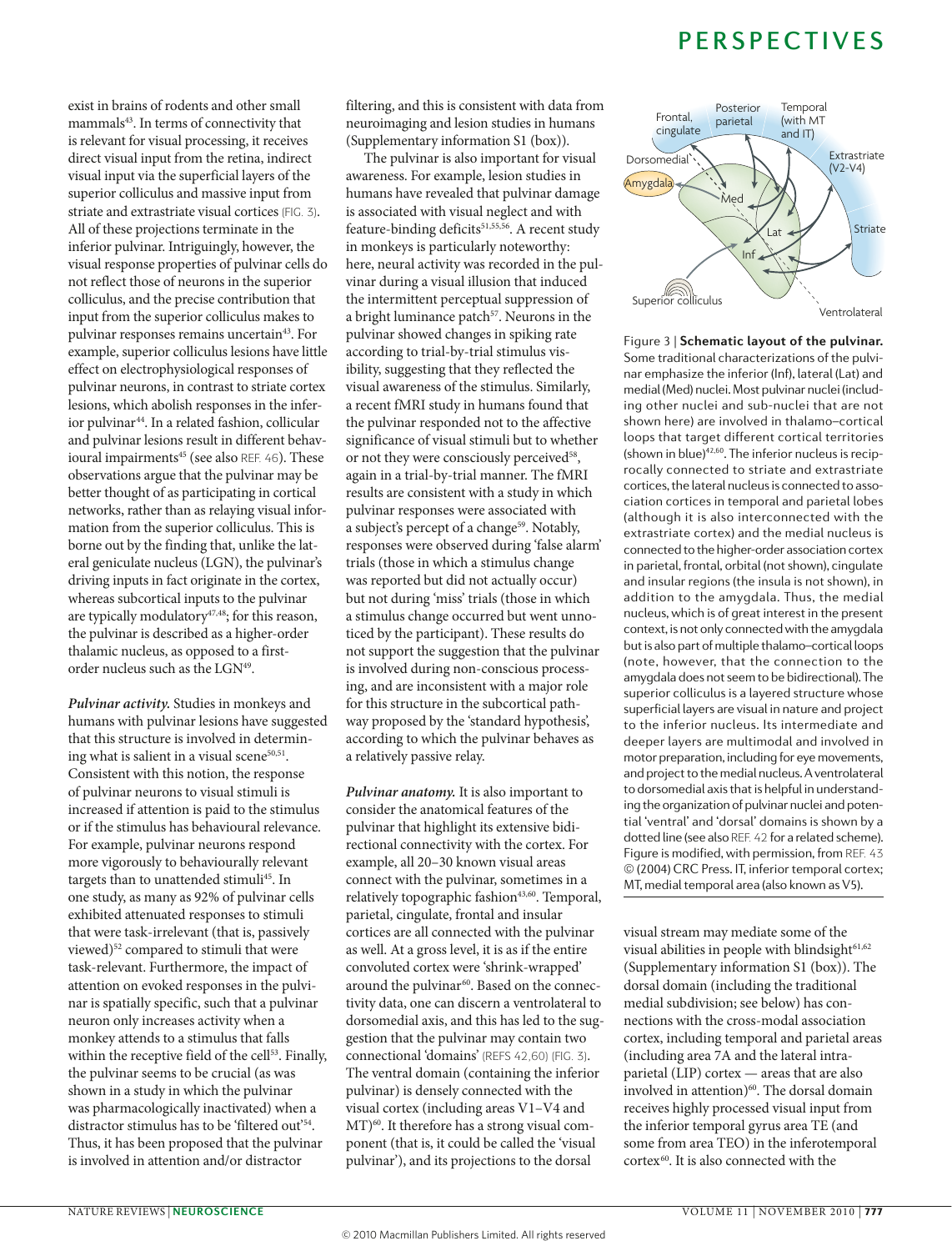exist in brains of rodents and other small mammals[43]. In terms of connectivity that is relevant for visual processing, it receives direct visual input from the retina, indirect visual input via the superficial layers of the superior colliculus and massive input from striate and extrastriate visual cortices (FIG. 3). All of these projections terminate in the inferior pulvinar. Intriguingly, however, the visual response properties of pulvinar cells do not reflect those of neurons in the superior colliculus, and the precise contribution that input from the superior colliculus makes to pulvinar responses remains uncertain[43]. For example, superior colliculus lesions have little effect on electrophysiological responses of pulvinar neurons, in contrast to striate cortex lesions, which abolish responses in the inferior pulvinar[44]. In a related fashion, collicular and pulvinar lesions result in different behavioural impairments[45] (see also REF. 46). These observations argue that the pulvinar may be better thought of as participating in cortical networks, rather than as relaying visual information from the superior colliculus. This is borne out by the finding that, unlike the lateral geniculate nucleus (LGN), the pulvinar's driving inputs in fact originate in the cortex, whereas subcortical inputs to the pulvinar are typically modulatory[47,48]; for this reason, the pulvinar is described as a higher-order thalamic nucleus, as opposed to a first-order nucleus such as the LGN[49].

***Pulvinar activity.*** Studies in monkeys and humans with pulvinar lesions have suggested that this structure is involved in determining what is salient in a visual scene[50,51]. Consistent with this notion, the response of pulvinar neurons to visual stimuli is increased if attention is paid to the stimulus or if the stimulus has behavioural relevance. For example, pulvinar neurons respond more vigorously to behaviourally relevant targets than to unattended stimuli[45]. In one study, as many as 92% of pulvinar cells exhibited attenuated responses to stimuli that were task-irrelevant (that is, passively viewed)[52] compared to stimuli that were task-relevant. Furthermore, the impact of attention on evoked responses in the pulvinar is spatially specific, such that a pulvinar neuron only increases activity when a monkey attends to a stimulus that falls within the receptive field of the cell[53]. Finally, the pulvinar seems to be crucial (as was shown in a study in which the pulvinar was pharmacologically inactivated) when a distractor stimulus has to be 'filtered out'[54]. Thus, it has been proposed that the pulvinar is involved in attention and/or distractor filtering, and this is consistent with data from neuroimaging and lesion studies in humans (Supplementary information S1 (box)).

The pulvinar is also important for visual awareness. For example, lesion studies in humans have revealed that pulvinar damage is associated with visual neglect and with feature-binding deficits[51,55,56]. A recent study in monkeys is particularly noteworthy: here, neural activity was recorded in the pulvinar during a visual illusion that induced the intermittent perceptual suppression of a bright luminance patch[57]. Neurons in the pulvinar showed changes in spiking rate according to trial-by-trial stimulus visibility, suggesting that they reflected the visual awareness of the stimulus. Similarly, a recent fMRI study in humans found that the pulvinar responded not to the affective significance of visual stimuli but to whether or not they were consciously perceived[58], again in a trial-by-trial manner. The fMRI results are consistent with a study in which pulvinar responses were associated with a subject's percept of a change[59]. Notably, responses were observed during 'false alarm' trials (those in which a stimulus change was reported but did not actually occur) but not during 'miss' trials (those in which a stimulus change occurred but went unnoticed by the participant). These results do not support the suggestion that the pulvinar is involved during non-conscious processing, and are inconsistent with a major role for this structure in the subcortical pathway proposed by the 'standard hypothesis', according to which the pulvinar behaves as a relatively passive relay.

***Pulvinar anatomy.*** It is also important to consider the anatomical features of the pulvinar that highlight its extensive bidirectional connectivity with the cortex. For example, all 20–30 known visual areas connect with the pulvinar, sometimes in a relatively topographic fashion[43,60]. Temporal, parietal, cingulate, frontal and insular cortices are all connected with the pulvinar as well. At a gross level, it is as if the entire convoluted cortex were 'shrink-wrapped' around the pulvinar[60]. Based on the connectivity data, one can discern a ventrolateral to dorsomedial axis, and this has led to the suggestion that the pulvinar may contain two connectional 'domains' (REFS 42,60) (FIG. 3). The ventral domain (containing the inferior pulvinar) is densely connected with the visual cortex (including areas V1–V4 and MT)[60]. It therefore has a strong visual component (that is, it could be called the 'visual pulvinar'), and its projections to the dorsal visual stream may mediate some of the visual abilities in people with blindsight[61,62] (Supplementary information S1 (box)). The dorsal domain (including the traditional medial subdivision; see below) has connections with the cross-modal association cortex, including temporal and parietal areas (including area 7A and the lateral intraparietal (LIP) cortex — areas that are also involved in attention)[60]. The dorsal domain receives highly processed visual input from the inferior temporal gyrus area TE (and some from area TEO) in the inferotemporal cortex[60]. It is also connected with the

Figure 3 | **Schematic layout of the pulvinar.** Some traditional characterizations of the pulvinar emphasize the inferior (Inf), lateral (Lat) and medial (Med) nuclei. Most pulvinar nuclei (including other nuclei and sub-nuclei that are not shown here) are involved in thalamo–cortical loops that target different cortical territories (shown in blue)[42,60]. The inferior nucleus is reciprocally connected to striate and extrastriate cortices, the lateral nucleus is connected to association cortices in temporal and parietal lobes (although it is also interconnected with the extrastriate cortex) and the medial nucleus is connected to the higher-order association cortex in parietal, frontal, orbital (not shown), cingulate and insular regions (the insula is not shown), in addition to the amygdala. Thus, the medial nucleus, which is of great interest in the present context, is not only connected with the amygdala but is also part of multiple thalamo–cortical loops (note, however, that the connection to the amygdala does not seem to be bidirectional). The superior colliculus is a layered structure whose superficial layers are visual in nature and project to the inferior nucleus. Its intermediate and deeper layers are multimodal and involved in motor preparation, including for eye movements, and project to the medial nucleus. A ventrolateral to dorsomedial axis that is helpful in understanding the organization of pulvinar nuclei and potential 'ventral' and 'dorsal' domains is shown by a dotted line (see also REF. 42 for a related scheme). Figure is modified, with permission, from REF. 43 © (2004) CRC Press. IT, inferior temporal cortex; MT, medial temporal area (also known as V5).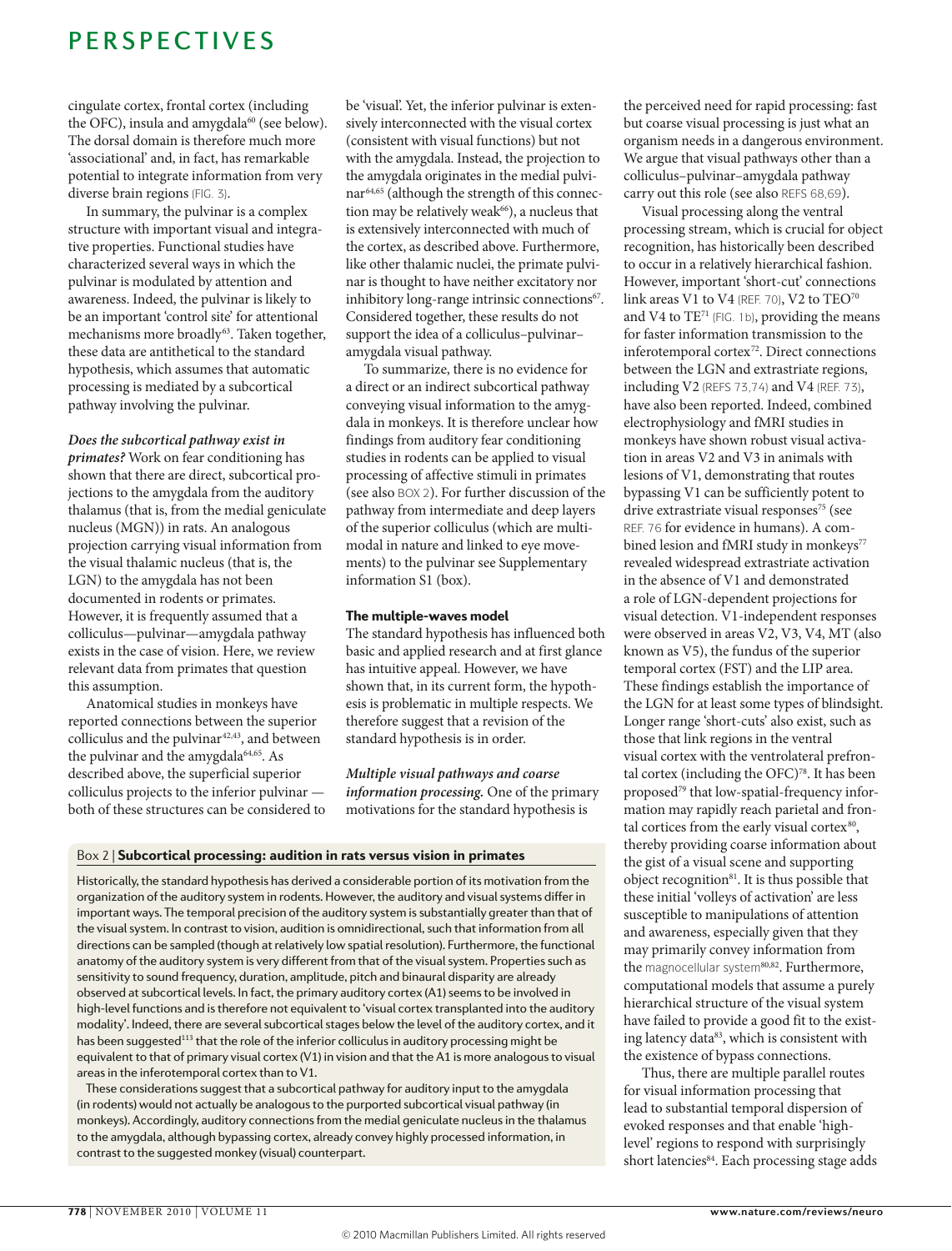cingulate cortex, frontal cortex (including the OFC), insula and amygdala[60] (see below). The dorsal domain is therefore much more 'associational' and, in fact, has remarkable potential to integrate information from very diverse brain regions (FIG. 3).

In summary, the pulvinar is a complex structure with important visual and integrative properties. Functional studies have characterized several ways in which the pulvinar is modulated by attention and awareness. Indeed, the pulvinar is likely to be an important 'control site' for attentional mechanisms more broadly[63]. Taken together, these data are antithetical to the standard hypothesis, which assumes that automatic processing is mediated by a subcortical pathway involving the pulvinar.

***Does the subcortical pathway exist in primates?*** Work on fear conditioning has shown that there are direct, subcortical projections to the amygdala from the auditory thalamus (that is, from the medial geniculate nucleus (MGN)) in rats. An analogous projection carrying visual information from the visual thalamic nucleus (that is, the LGN) to the amygdala has not been documented in rodents or primates. However, it is frequently assumed that a colliculus—pulvinar—amygdala pathway exists in the case of vision. Here, we review relevant data from primates that question this assumption.

Anatomical studies in monkeys have reported connections between the superior colliculus and the pulvinar[42,43], and between the pulvinar and the amygdala[64,65]. As described above, the superficial superior colliculus projects to the inferior pulvinar — both of these structures can be considered to be 'visual'. Yet, the inferior pulvinar is extensively interconnected with the visual cortex (consistent with visual functions) but not with the amygdala. Instead, the projection to the amygdala originates in the medial pulvinar[64,65] (although the strength of this connection may be relatively weak[66]), a nucleus that is extensively interconnected with much of the cortex, as described above. Furthermore, like other thalamic nuclei, the primate pulvinar is thought to have neither excitatory nor inhibitory long-range intrinsic connections[67]. Considered together, these results do not support the idea of a colliculus–pulvinar–amygdala visual pathway.

To summarize, there is no evidence for a direct or an indirect subcortical pathway conveying visual information to the amygdala in monkeys. It is therefore unclear how findings from auditory fear conditioning studies in rodents can be applied to visual processing of affective stimuli in primates (see also BOX 2). For further discussion of the pathway from intermediate and deep layers of the superior colliculus (which are multimodal in nature and linked to eye movements) to the pulvinar see Supplementary information S1 (box).

## The multiple-waves model

The standard hypothesis has influenced both basic and applied research and at first glance has intuitive appeal. However, we have shown that, in its current form, the hypothesis is problematic in multiple respects. We therefore suggest that a revision of the standard hypothesis is in order.

***Multiple visual pathways and coarse information processing.*** One of the primary motivations for the standard hypothesis is the perceived need for rapid processing: fast but coarse visual processing is just what an organism needs in a dangerous environment. We argue that visual pathways other than a colliculus–pulvinar–amygdala pathway carry out this role (see also REFS 68,69).

Visual processing along the ventral processing stream, which is crucial for object recognition, has historically been described to occur in a relatively hierarchical fashion. However, important 'short-cut' connections link areas V1 to V4 (REF. 70), V2 to TEO[70] and V4 to TE[71] (FIG. 1b), providing the means for faster information transmission to the inferotemporal cortex[72]. Direct connections between the LGN and extrastriate regions, including V2 (REFS 73,74) and V4 (REF. 73), have also been reported. Indeed, combined electrophysiology and fMRI studies in monkeys have shown robust visual activation in areas V2 and V3 in animals with lesions of V1, demonstrating that routes bypassing V1 can be sufficiently potent to drive extrastriate visual responses[75] (see REF. 76 for evidence in humans). A combined lesion and fMRI study in monkeys[77] revealed widespread extrastriate activation in the absence of V1 and demonstrated a role of LGN-dependent projections for visual detection. V1-independent responses were observed in areas V2, V3, V4, MT (also known as V5), the fundus of the superior temporal cortex (FST) and the LIP area. These findings establish the importance of the LGN for at least some types of blindsight. Longer range 'short-cuts' also exist, such as those that link regions in the ventral visual cortex with the ventrolateral prefrontal cortex (including the OFC)[78]. It has been proposed[79] that low-spatial-frequency information may rapidly reach parietal and frontal cortices from the early visual cortex[80], thereby providing coarse information about the gist of a visual scene and supporting object recognition[81]. It is thus possible that these initial 'volleys of activation' are less susceptible to manipulations of attention and awareness, especially given that they may primarily convey information from the magnocellular system[80,82]. Furthermore, computational models that assume a purely hierarchical structure of the visual system have failed to provide a good fit to the existing latency data[83], which is consistent with the existence of bypass connections.

Thus, there are multiple parallel routes for visual information processing that lead to substantial temporal dispersion of evoked responses and that enable 'high-level' regions to respond with surprisingly short latencies[84]. Each processing stage adds

### Box 2 | Subcortical processing: audition in rats versus vision in primates

Historically, the standard hypothesis has derived a considerable portion of its motivation from the organization of the auditory system in rodents. However, the auditory and visual systems differ in important ways. The temporal precision of the auditory system is substantially greater than that of the visual system. In contrast to vision, audition is omnidirectional, such that information from all directions can be sampled (though at relatively low spatial resolution). Furthermore, the functional anatomy of the auditory system is very different from that of the visual system. Properties such as sensitivity to sound frequency, duration, amplitude, pitch and binaural disparity are already observed at subcortical levels. In fact, the primary auditory cortex (A1) seems to be involved in high-level functions and is therefore not equivalent to 'visual cortex transplanted into the auditory modality'. Indeed, there are several subcortical stages below the level of the auditory cortex, and it has been suggested[113] that the role of the inferior colliculus in auditory processing might be equivalent to that of primary visual cortex (V1) in vision and that the A1 is more analogous to visual areas in the inferotemporal cortex than to V1.

These considerations suggest that a subcortical pathway for auditory input to the amygdala (in rodents) would not actually be analogous to the purported subcortical visual pathway (in monkeys). Accordingly, auditory connections from the medial geniculate nucleus in the thalamus to the amygdala, although bypassing cortex, already convey highly processed information, in contrast to the suggested monkey (visual) counterpart.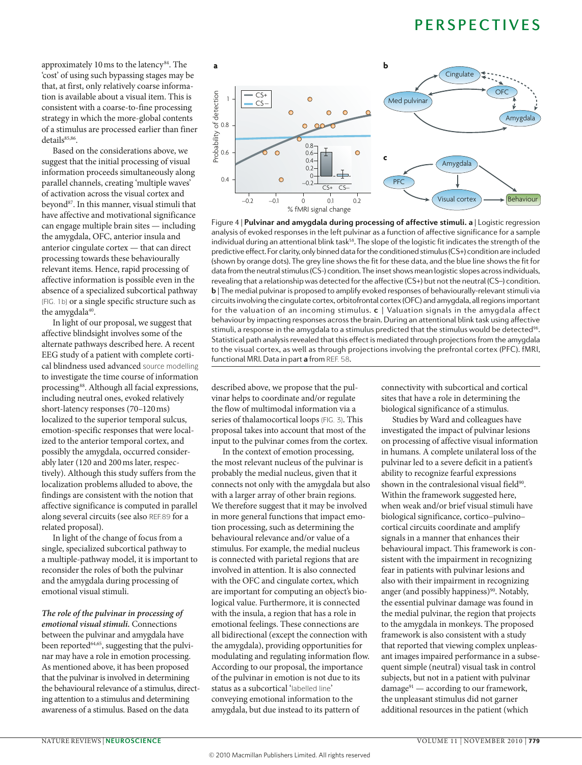approximately 10 ms to the latency[84]. The 'cost' of using such bypassing stages may be that, at first, only relatively coarse information is available about a visual item. This is consistent with a coarse-to-fine processing strategy in which the more-global contents of a stimulus are processed earlier than finer details[85,86].

Based on the considerations above, we suggest that the initial processing of visual information proceeds simultaneously along parallel channels, creating 'multiple waves' of activation across the visual cortex and beyond[87]. In this manner, visual stimuli that have affective and motivational significance can engage multiple brain sites — including the amygdala, OFC, anterior insula and anterior cingulate cortex — that can direct processing towards these behaviourally relevant items. Hence, rapid processing of affective information is possible even in the absence of a specialized subcortical pathway (FIG. 1b) or a single specific structure such as the amygdala[40].

In light of our proposal, we suggest that affective blindsight involves some of the alternate pathways described here. A recent EEG study of a patient with complete cortical blindness used advanced source modelling to investigate the time course of information processing[88]. Although all facial expressions, including neutral ones, evoked relatively short-latency responses (70–120 ms) localized to the superior temporal sulcus, emotion-specific responses that were localized to the anterior temporal cortex, and possibly the amygdala, occurred considerably later (120 and 200 ms later, respectively). Although this study suffers from the localization problems alluded to above, the findings are consistent with the notion that affective significance is computed in parallel along several circuits (see also REF. 89 for a related proposal).

In light of the change of focus from a single, specialized subcortical pathway to a multiple-pathway model, it is important to reconsider the roles of both the pulvinar and the amygdala during processing of emotional visual stimuli.

a
CS+
CS–
Probability of detection
1
0.8
0.6
0.4
0.8
0.6
0.4
0.2
0
–0.2
CS+ CS–
–0.2 –0.1 0 0.1 0.2
% fMRI signal change

b
Cingulate
OFC
Med pulvinar
Amygdala

c
Amygdala
PFC
Visual cortex
Behaviour

Figure 4 | **Pulvinar and amygdala during processing of affective stimuli. a** | Logistic regression analysis of evoked responses in the left pulvinar as a function of affective significance for a sample individual during an attentional blink task[58]. The slope of the logistic fit indicates the strength of the predictive effect. For clarity, only binned data for the conditioned stimulus (CS+) condition are included (shown by orange dots). The grey line shows the fit for these data, and the blue line shows the fit for data from the neutral stimulus (CS–) condition. The inset shows mean logistic slopes across individuals, revealing that a relationship was detected for the affective (CS+) but not the neutral (CS–) condition. **b** | The medial pulvinar is proposed to amplify evoked responses of behaviourally-relevant stimuli via circuits involving the cingulate cortex, orbitofrontal cortex (OFC) and amygdala, all regions important for the valuation of an incoming stimulus. **c** | Valuation signals in the amygdala affect behaviour by impacting responses across the brain. During an attentional blink task using affective stimuli, a response in the amygdala to a stimulus predicted that the stimulus would be detected[96]. Statistical path analysis revealed that this effect is mediated through projections from the amygdala to the visual cortex, as well as through projections involving the prefrontal cortex (PFC). fMRI, functional MRI. Data in part **a** from REF. 58.

***The role of the pulvinar in processing of emotional visual stimuli.*** Connections between the pulvinar and amygdala have been reported[64,65], suggesting that the pulvinar may have a role in emotion processing. As mentioned above, it has been proposed that the pulvinar is involved in determining the behavioural relevance of a stimulus, directing attention to a stimulus and determining awareness of a stimulus. Based on the data described above, we propose that the pulvinar helps to coordinate and/or regulate the flow of multimodal information via a series of thalamocortical loops (FIG. 3). This proposal takes into account that most of the input to the pulvinar comes from the cortex.

In the context of emotion processing, the most relevant nucleus of the pulvinar is probably the medial nucleus, given that it connects not only with the amygdala but also with a larger array of other brain regions. We therefore suggest that it may be involved in more general functions that impact emotion processing, such as determining the behavioural relevance and/or value of a stimulus. For example, the medial nucleus is connected with parietal regions that are involved in attention. It is also connected with the OFC and cingulate cortex, which are important for computing an object's biological value. Furthermore, it is connected with the insula, a region that has a role in emotional feelings. These connections are all bidirectional (except the connection with the amygdala), providing opportunities for modulating and regulating information flow. According to our proposal, the importance of the pulvinar in emotion is not due to its status as a subcortical 'labelled line' conveying emotional information to the amygdala, but due instead to its pattern of connectivity with subcortical and cortical sites that have a role in determining the biological significance of a stimulus.

Studies by Ward and colleagues have investigated the impact of pulvinar lesions on processing of affective visual information in humans. A complete unilateral loss of the pulvinar led to a severe deficit in a patient's ability to recognize fearful expressions shown in the contralesional visual field[90]. Within the framework suggested here, when weak and/or brief visual stimuli have biological significance, cortico–pulvino–cortical circuits coordinate and amplify signals in a manner that enhances their behavioural impact. This framework is consistent with the impairment in recognizing fear in patients with pulvinar lesions and also with their impairment in recognizing anger (and possibly happiness)[90]. Notably, the essential pulvinar damage was found in the medial pulvinar, the region that projects to the amygdala in monkeys. The proposed framework is also consistent with a study that reported that viewing complex unpleasant images impaired performance in a subsequent simple (neutral) visual task in control subjects, but not in a patient with pulvinar damage[91] — according to our framework, the unpleasant stimulus did not garner additional resources in the patient (which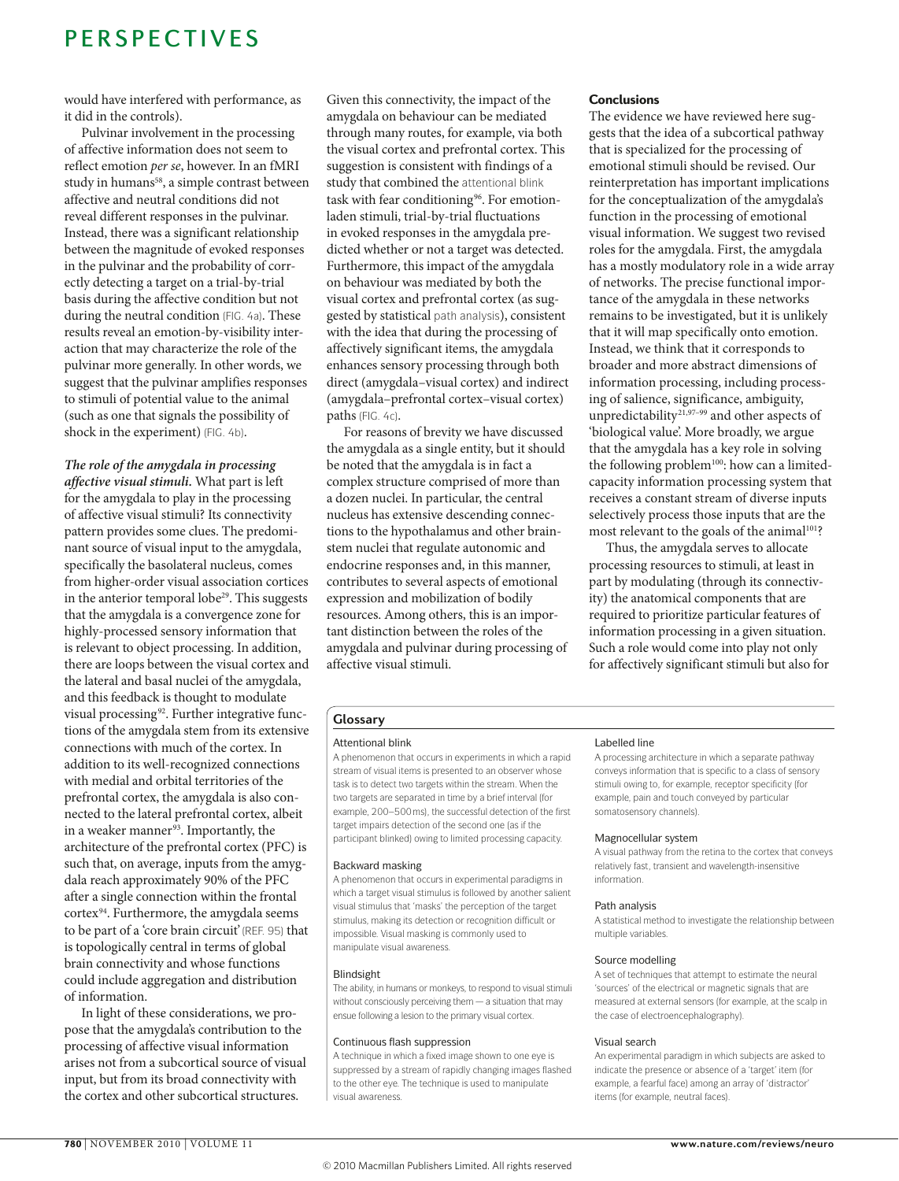would have interfered with performance, as it did in the controls).

Pulvinar involvement in the processing of affective information does not seem to reflect emotion *per se*, however. In an fMRI study in humans[58], a simple contrast between affective and neutral conditions did not reveal different responses in the pulvinar. Instead, there was a significant relationship between the magnitude of evoked responses in the pulvinar and the probability of correctly detecting a target on a trial-by-trial basis during the affective condition but not during the neutral condition (FIG. 4a). These results reveal an emotion-by-visibility interaction that may characterize the role of the pulvinar more generally. In other words, we suggest that the pulvinar amplifies responses to stimuli of potential value to the animal (such as one that signals the possibility of shock in the experiment) (FIG. 4b).

***The role of the amygdala in processing affective visual stimuli.*** What part is left for the amygdala to play in the processing of affective visual stimuli? Its connectivity pattern provides some clues. The predominant source of visual input to the amygdala, specifically the basolateral nucleus, comes from higher-order visual association cortices in the anterior temporal lobe[29]. This suggests that the amygdala is a convergence zone for highly-processed sensory information that is relevant to object processing. In addition, there are loops between the visual cortex and the lateral and basal nuclei of the amygdala, and this feedback is thought to modulate visual processing[92]. Further integrative functions of the amygdala stem from its extensive connections with much of the cortex. In addition to its well-recognized connections with medial and orbital territories of the prefrontal cortex, the amygdala is also connected to the lateral prefrontal cortex, albeit in a weaker manner[93]. Importantly, the architecture of the prefrontal cortex (PFC) is such that, on average, inputs from the amygdala reach approximately 90% of the PFC after a single connection within the frontal cortex[94]. Furthermore, the amygdala seems to be part of a 'core brain circuit' (REF. 95) that is topologically central in terms of global brain connectivity and whose functions could include aggregation and distribution of information.

In light of these considerations, we propose that the amygdala's contribution to the processing of affective visual information arises not from a subcortical source of visual input, but from its broad connectivity with the cortex and other subcortical structures. Given this connectivity, the impact of the amygdala on behaviour can be mediated through many routes, for example, via both the visual cortex and prefrontal cortex. This suggestion is consistent with findings of a study that combined the attentional blink task with fear conditioning[96]. For emotion-laden stimuli, trial-by-trial fluctuations in evoked responses in the amygdala predicted whether or not a target was detected. Furthermore, this impact of the amygdala on behaviour was mediated by both the visual cortex and prefrontal cortex (as suggested by statistical path analysis), consistent with the idea that during the processing of affectively significant items, the amygdala enhances sensory processing through both direct (amygdala–visual cortex) and indirect (amygdala–prefrontal cortex–visual cortex) paths (FIG. 4c).

For reasons of brevity we have discussed the amygdala as a single entity, but it should be noted that the amygdala is in fact a complex structure comprised of more than a dozen nuclei. In particular, the central nucleus has extensive descending connections to the hypothalamus and other brainstem nuclei that regulate autonomic and endocrine responses and, in this manner, contributes to several aspects of emotional expression and mobilization of bodily resources. Among others, this is an important distinction between the roles of the amygdala and pulvinar during processing of affective visual stimuli.

## Conclusions

The evidence we have reviewed here suggests that the idea of a subcortical pathway that is specialized for the processing of emotional stimuli should be revised. Our reinterpretation has important implications for the conceptualization of the amygdala's function in the processing of emotional visual information. We suggest two revised roles for the amygdala. First, the amygdala has a mostly modulatory role in a wide array of networks. The precise functional importance of the amygdala in these networks remains to be investigated, but it is unlikely that it will map specifically onto emotion. Instead, we think that it corresponds to broader and more abstract dimensions of information processing, including processing of salience, significance, ambiguity, unpredictability[21,97–99] and other aspects of 'biological value'. More broadly, we argue that the amygdala has a key role in solving the following problem[100]: how can a limited-capacity information processing system that receives a constant stream of diverse inputs selectively process those inputs that are the most relevant to the goals of the animal[101]?

Thus, the amygdala serves to allocate processing resources to stimuli, at least in part by modulating (through its connectivity) the anatomical components that are required to prioritize particular features of information processing in a given situation. Such a role would come into play not only for affectively significant stimuli but also for

### Glossary

**Attentional blink**
A phenomenon that occurs in experiments in which a rapid stream of visual items is presented to an observer whose task is to detect two targets within the stream. When the two targets are separated in time by a brief interval (for example, 200–500 ms), the successful detection of the first target impairs detection of the second one (as if the participant blinked) owing to limited processing capacity.

**Backward masking**
A phenomenon that occurs in experimental paradigms in which a target visual stimulus is followed by another salient visual stimulus that 'masks' the perception of the target stimulus, making its detection or recognition difficult or impossible. Visual masking is commonly used to manipulate visual awareness.

**Blindsight**
The ability, in humans or monkeys, to respond to visual stimuli without consciously perceiving them — a situation that may ensue following a lesion to the primary visual cortex.

**Continuous flash suppression**
A technique in which a fixed image shown to one eye is suppressed by a stream of rapidly changing images flashed to the other eye. The technique is used to manipulate visual awareness.

**Labelled line**
A processing architecture in which a separate pathway conveys information that is specific to a class of sensory stimuli owing to, for example, receptor specificity (for example, pain and touch conveyed by particular somatosensory channels).

**Magnocellular system**
A visual pathway from the retina to the cortex that conveys relatively fast, transient and wavelength-insensitive information.

**Path analysis**
A statistical method to investigate the relationship between multiple variables.

**Source modelling**
A set of techniques that attempt to estimate the neural 'sources' of the electrical or magnetic signals that are measured at external sensors (for example, at the scalp in the case of electroencephalography).

**Visual search**
An experimental paradigm in which subjects are asked to indicate the presence or absence of a 'target' item (for example, a fearful face) among an array of 'distractor' items (for example, neutral faces).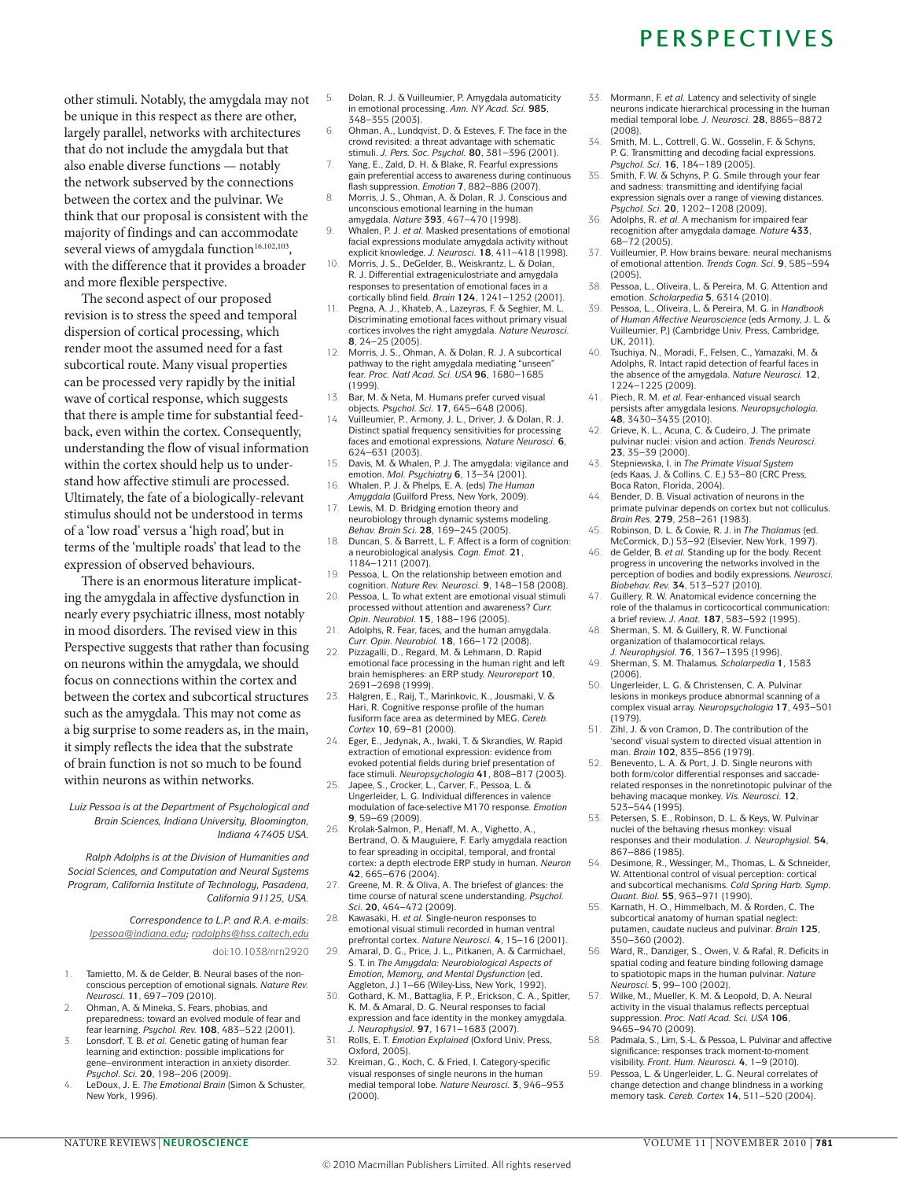other stimuli. Notably, the amygdala may not be unique in this respect as there are other, largely parallel, networks with architectures that do not include the amygdala but that also enable diverse functions — notably the network subserved by the connections between the cortex and the pulvinar. We think that our proposal is consistent with the majority of findings and can accommodate several views of amygdala function[16,102,103], with the difference that it provides a broader and more flexible perspective.

The second aspect of our proposed revision is to stress the speed and temporal dispersion of cortical processing, which render moot the assumed need for a fast subcortical route. Many visual properties can be processed very rapidly by the initial wave of cortical response, which suggests that there is ample time for substantial feedback, even within the cortex. Consequently, understanding the flow of visual information within the cortex should help us to understand how affective stimuli are processed. Ultimately, the fate of a biologically-relevant stimulus should not be understood in terms of a 'low road' versus a 'high road', but in terms of the 'multiple roads' that lead to the expression of observed behaviours.

There is an enormous literature implicating the amygdala in affective dysfunction in nearly every psychiatric illness, most notably in mood disorders. The revised view in this Perspective suggests that rather than focusing on neurons within the amygdala, we should focus on connections within the cortex and between the cortex and subcortical structures such as the amygdala. This may not come as a big surprise to some readers as, in the main, it simply reflects the idea that the substrate of brain function is not so much to be found within neurons as within networks.

*Luiz Pessoa is at the Department of Psychological and Brain Sciences, Indiana University, Bloomington, Indiana 47405 USA.*

*Ralph Adolphs is at the Division of Humanities and Social Sciences, and Computation and Neural Systems Program, California Institute of Technology, Pasadena, California 91125, USA.*

*Correspondence to L.P. and R.A. e-mails: lpessoa@indiana.edu; radolphs@hss.caltech.edu*

doi:10.1038/nrn2920

1. Tamietto, M. & de Gelder, B. Neural bases of the non-conscious perception of emotional signals. *Nature Rev. Neurosci.* **11**, 697–709 (2010).
2. Ohman, A. & Mineka, S. Fears, phobias, and preparedness: toward an evolved module of fear and fear learning. *Psychol. Rev.* **108**, 483–522 (2001).
3. Lonsdorf, T. B. *et al.* Genetic gating of human fear learning and extinction: possible implications for gene–environment interaction in anxiety disorder. *Psychol. Sci.* **20**, 198–206 (2009).
4. LeDoux, J. E. *The Emotional Brain* (Simon & Schuster, New York, 1996).
5. Dolan, R. J. & Vuilleumier, P. Amygdala automaticity in emotional processing. *Ann. NY Acad. Sci.* **985**, 348–355 (2003).
6. Ohman, A., Lundqvist, D. & Esteves, F. The face in the crowd revisited: a threat advantage with schematic stimuli. *J. Pers. Soc. Psychol.* **80**, 381–396 (2001).
7. Yang, E., Zald, D. H. & Blake, R. Fearful expressions gain preferential access to awareness during continuous flash suppression. *Emotion* **7**, 882–886 (2007).
8. Morris, J. S., Ohman, A. & Dolan, R. J. Conscious and unconscious emotional learning in the human amygdala. *Nature* **393**, 467–470 (1998).
9. Whalen, P. J. *et al.* Masked presentations of emotional facial expressions modulate amygdala activity without explicit knowledge. *J. Neurosci.* **18**, 411–418 (1998).
10. Morris, J. S., DeGelder, B., Weiskrantz, L. & Dolan, R. J. Differential extrageniculostriate and amygdala responses to presentation of emotional faces in a cortically blind field. *Brain* **124**, 1241–1252 (2001).
11. Pegna, A. J., Khateb, A., Lazeyras, F. & Seghier, M. L. Discriminating emotional faces without primary visual cortices involves the right amygdala. *Nature Neurosci.* **8**, 24–25 (2005).
12. Morris, J. S., Ohman, A. & Dolan, R. J. A subcortical pathway to the right amygdala mediating "unseen" fear. *Proc. Natl Acad. Sci. USA* **96**, 1680–1685 (1999).
13. Bar, M. & Neta, M. Humans prefer curved visual objects. *Psychol. Sci.* **17**, 645–648 (2006).
14. Vuilleumier, P., Armony, J. L., Driver, J. & Dolan, R. J. Distinct spatial frequency sensitivities for processing faces and emotional expressions. *Nature Neurosci.* **6**, 624–631 (2003).
15. Davis, M. & Whalen, P. J. The amygdala: vigilance and emotion. *Mol. Psychiatry* **6**, 13–34 (2001).
16. Whalen, P. J. & Phelps, E. A. (eds) *The Human Amygdala* (Guilford Press, New York, 2009).
17. Lewis, M. D. Bridging emotion theory and neurobiology through dynamic systems modeling. *Behav. Brain Sci.* **28**, 169–245 (2005).
18. Duncan, S. & Barrett, L. F. Affect is a form of cognition: a neurobiological analysis. *Cogn. Emot.* **21**, 1184–1211 (2007).
19. Pessoa, L. On the relationship between emotion and cognition. *Nature Rev. Neurosci.* **9**, 148–158 (2008).
20. Pessoa, L. To what extent are emotional visual stimuli processed without attention and awareness? *Curr. Opin. Neurobiol.* **15**, 188–196 (2005).
21. Adolphs, R. Fear, faces, and the human amygdala. *Curr. Opin. Neurobiol.* **18**, 166–172 (2008).
22. Pizzagalli, D., Regard, M. & Lehmann, D. Rapid emotional face processing in the human right and left brain hemispheres: an ERP study. *Neuroreport* **10**, 2691–2698 (1999).
23. Halgren, E., Raij, T., Marinkovic, K., Jousmaki, V. & Hari, R. Cognitive response profile of the human fusiform face area as determined by MEG. *Cereb. Cortex* **10**, 69–81 (2000).
24. Eger, E., Jedynak, A., Iwaki, T. & Skrandies, W. Rapid extraction of emotional expression: evidence from evoked potential fields during brief presentation of face stimuli. *Neuropsychologia* **41**, 808–817 (2003).
25. Japee, S., Crocker, L., Carver, F., Pessoa, L. & Ungerleider, L. G. Individual differences in valence modulation of face-selective M170 response. *Emotion* **9**, 59–69 (2009).
26. Krolak-Salmon, P., Henaff, M. A., Vighetto, A., Bertrand, O. & Mauguiere, F. Early amygdala reaction to fear spreading in occipital, temporal, and frontal cortex: a depth electrode ERP study in human. *Neuron* **42**, 665–676 (2004).
27. Greene, M. R. & Oliva, A. The briefest of glances: the time course of natural scene understanding. *Psychol. Sci.* **20**, 464–472 (2009).
28. Kawasaki, H. *et al.* Single-neuron responses to emotional visual stimuli recorded in human ventral prefrontal cortex. *Nature Neurosci.* **4**, 15–16 (2001).
29. Amaral, D. G., Price, J. L., Pitkanen, A. & Carmichael, S. T. in *The Amygdala: Neurobiological Aspects of Emotion, Memory, and Mental Dysfunction* (ed. Aggleton, J.) 1–66 (Wiley-Liss, New York, 1992).
30. Gothard, K. M., Battaglia, F. P., Erickson, C. A., Spitler, K. M. & Amaral, D. G. Neural responses to facial expression and face identity in the monkey amygdala. *J. Neurophysiol.* **97**, 1671–1683 (2007).
31. Rolls, E. T. *Emotion Explained* (Oxford Univ. Press, Oxford, 2005).
32. Kreiman, G., Koch, C. & Fried, I. Category-specific visual responses of single neurons in the human medial temporal lobe. *Nature Neurosci.* **3**, 946–953 (2000).
33. Mormann, F. *et al.* Latency and selectivity of single neurons indicate hierarchical processing in the human medial temporal lobe. *J. Neurosci.* **28**, 8865–8872 (2008).
34. Smith, M. L., Cottrell, G. W., Gosselin, F. & Schyns, P. G. Transmitting and decoding facial expressions. *Psychol. Sci.* **16**, 184–189 (2005).
35. Smith, F. W. & Schyns, P. G. Smile through your fear and sadness: transmitting and identifying facial expression signals over a range of viewing distances. *Psychol. Sci.* **20**, 1202–1208 (2009).
36. Adolphs, R. *et al.* A mechanism for impaired fear recognition after amygdala damage. *Nature* **433**, 68–72 (2005).
37. Vuilleumier, P. How brains beware: neural mechanisms of emotional attention. *Trends Cogn. Sci.* **9**, 585–594 (2005).
38. Pessoa, L., Oliveira, L. & Pereira, M. G. Attention and emotion. *Scholarpedia* **5**, 6314 (2010).
39. Pessoa, L., Oliveira, L. & Pereira, M. G. in *Handbook of Human Affective Neuroscience* (eds Armony, J. L. & Vuilleumier, P.) (Cambridge Univ. Press, Cambridge, UK, 2011).
40. Tsuchiya, N., Moradi, F., Felsen, C., Yamazaki, M. & Adolphs, R. Intact rapid detection of fearful faces in the absence of the amygdala. *Nature Neurosci.* **12**, 1224–1225 (2009).
41. Piech, R. M. *et al.* Fear-enhanced visual search persists after amygdala lesions. *Neuropsychologia.* **48**, 3430–3435 (2010).
42. Grieve, K. L., Acuna, C. & Cudeiro, J. The primate pulvinar nuclei: vision and action. *Trends Neurosci.* **23**, 35–39 (2000).
43. Stepniewska, I. in *The Primate Visual System* (eds Kaas, J. & Collins, C. E.) 53–80 (CRC Press, Boca Raton, Florida, 2004).
44. Bender, D. B. Visual activation of neurons in the primate pulvinar depends on cortex but not colliculus. *Brain Res.* **279**, 258–261 (1983).
45. Robinson, D. L. & Cowie, R. J. in *The Thalamus* (ed. McCormick, D.) 53–92 (Elsevier, New York, 1997).
46. de Gelder, B. *et al.* Standing up for the body. Recent progress in uncovering the networks involved in the perception of bodies and bodily expressions. *Neurosci. Biobehav. Rev.* **34**, 513–527 (2010).
47. Guillery, R. W. Anatomical evidence concerning the role of the thalamus in corticocortical communication: a brief review. *J. Anat.* **187**, 583–592 (1995).
48. Sherman, S. M. & Guillery, R. W. Functional organization of thalamocortical relays. *J. Neurophysiol.* **76**, 1367–1395 (1996).
49. Sherman, S. M. Thalamus. *Scholarpedia* **1**, 1583 (2006).
50. Ungerleider, L. G. & Christensen, C. A. Pulvinar lesions in monkeys produce abnormal scanning of a complex visual array. *Neuropsychologia* **17**, 493–501 (1979).
51. Zihl, J. & von Cramon, D. The contribution of the 'second' visual system to directed visual attention in man. *Brain* **102**, 835–856 (1979).
52. Benevento, L. A. & Port, J. D. Single neurons with both form/color differential responses and saccade-related responses in the nonretinotopic pulvinar of the behaving macaque monkey. *Vis. Neurosci.* **12**, 523–544 (1995).
53. Petersen, S. E., Robinson, D. L. & Keys, W. Pulvinar nuclei of the behaving rhesus monkey: visual responses and their modulation. *J. Neurophysiol.* **54**, 867–886 (1985).
54. Desimone, R., Wessinger, M., Thomas, L. & Schneider, W. Attentional control of visual perception: cortical and subcortical mechanisms. *Cold Spring Harb. Symp. Quant. Biol.* **55**, 963–971 (1990).
55. Karnath, H. O., Himmelbach, M. & Rorden, C. The subcortical anatomy of human spatial neglect: putamen, caudate nucleus and pulvinar. *Brain* **125**, 350–360 (2002).
56. Ward, R., Danziger, S., Owen, V. & Rafal, R. Deficits in spatial coding and feature binding following damage to spatiotopic maps in the human pulvinar. *Nature Neurosci.* **5**, 99–100 (2002).
57. Wilke, M., Mueller, K. M. & Leopold, D. A. Neural activity in the visual thalamus reflects perceptual suppression. *Proc. Natl Acad. Sci. USA* **106**, 9465–9470 (2009).
58. Padmala, S., Lim, S.-L. & Pessoa, L. Pulvinar and affective significance: responses track moment-to-moment visibility. *Front. Hum. Neurosci.* **4**, 1–9 (2010).
59. Pessoa, L. & Ungerleider, L. G. Neural correlates of change detection and change blindness in a working memory task. *Cereb. Cortex* **14**, 511–520 (2004).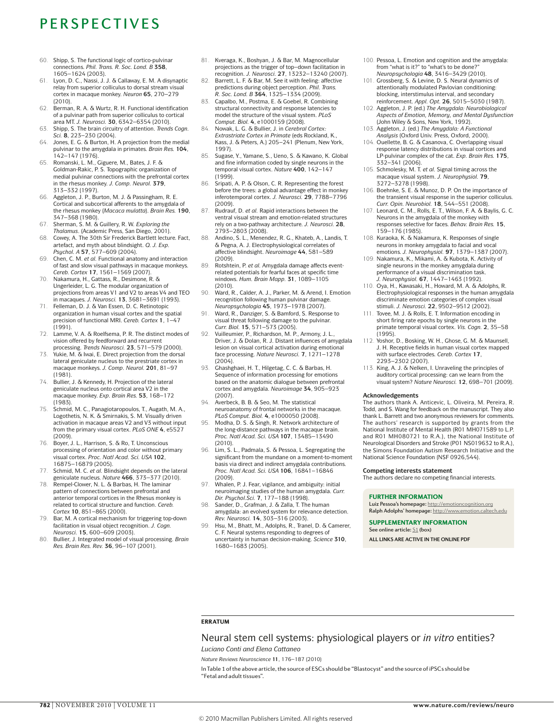60. Shipp, S. The functional logic of cortico-pulvinar connections. *Phil. Trans. R. Soc. Lond. B* **358**, 1605–1624 (2003).
61. Lyon, D. C., Nassi, J. J. & Callaway, E. M. A disynaptic relay from superior colliculus to dorsal stream visual cortex in macaque monkey. *Neuron* **65**, 270–279 (2010).
62. Berman, R. A. & Wurtz, R. H. Functional identification of a pulvinar path from superior colliculus to cortical area MT. *J. Neurosci.* **30**, 6342–6354 (2010).
63. Shipp, S. The brain circuitry of attention. *Trends Cogn. Sci.* **8**, 223–230 (2004).
64. Jones, E. G. & Burton, H. A projection from the medial pulvinar to the amygdala in primates. *Brain Res.* **104**, 142–147 (1976).
65. Romanski, L. M., Giguere, M., Bates, J. F. & Goldman-Rakic, P. S. Topographic organization of medial pulvinar connections with the prefrontal cortex in the rhesus monkey. *J. Comp. Neurol.* **379**, 313–332 (1997).
66. Aggleton, J. P., Burton, M. J. & Passingham, R. E. Cortical and subcortical afferents to the amygdala of the rhesus monkey (*Macaca mulatta*). *Brain Res.* **190**, 347–368 (1980).
67. Sherman, S. M. & Guillery, R. W. *Exploring the Thalamus*. (Academic Press, San Diego, 2001).
68. Cowey, A. The 30th Sir Frederick Bartlett lecture. Fact, artefact, and myth about blindsight. *Q. J. Exp. Psychol. A* **57**, 577–609 (2004).
69. Chen, C. M. *et al.* Functional anatomy and interaction of fast and slow visual pathways in macaque monkeys. *Cereb. Cortex* **17**, 1561–1569 (2007).
70. Nakamura, H., Gattass, R., Desimone, R. & Ungerleider, L. G. The modular organization of projections from areas V1 and V2 to areas V4 and TEO in macaques. *J. Neurosci.* **13**, 3681–3691 (1993).
71. Felleman, D. J. & Van Essen, D. C. Retinotopic organization in human visual cortex and the spatial precision of functional MRI. *Cereb. Cortex* **1**, 1–47 (1991).
72. Lamme, V. A. & Roelfsema, P. R. The distinct modes of vision offered by feedforward and recurrent processing. *Trends Neurosci.* **23**, 571–579 (2000).
73. Yukie, M. & Iwai, E. Direct projection from the dorsal lateral geniculate nucleus to the prestriate cortex in macaque monkeys. *J. Comp. Neurol.* **201**, 81–97 (1981).
74. Bullier, J. & Kennedy, H. Projection of the lateral geniculate nucleus onto cortical area V2 in the macaque monkey. *Exp. Brain Res.* **53**, 168–172 (1983).
75. Schmid, M. C., Panagiotaropoulos, T., Augath, M. A., Logothetis, N. K. & Smirnakis, S. M. Visually driven activation in macaque areas V2 and V3 without input from the primary visual cortex. *PLoS ONE* **4**, e5527 (2009).
76. Boyer, J. L., Harrison, S. & Ro, T. Unconscious processing of orientation and color without primary visual cortex. *Proc. Natl Acad. Sci. USA* **102**, 16875–16879 (2005).
77. Schmid, M. C. *et al.* Blindsight depends on the lateral geniculate nucleus. *Nature* **466**, 373–377 (2010).
78. Rempel-Clower, N. L. & Barbas, H. The laminar pattern of connections between prefrontal and anterior temporal cortices in the Rhesus monkey is related to cortical structure and function. *Cereb. Cortex* **10**, 851–865 (2000).
79. Bar, M. A cortical mechanism for triggering top-down facilitation in visual object recognition. *J. Cogn. Neurosci.* **15**, 600–609 (2003).
80. Bullier, J. Integrated model of visual processing. *Brain Res. Brain Res. Rev.* **36**, 96–107 (2001).
81. Kveraga, K., Boshyan, J. & Bar, M. Magnocellular projections as the trigger of top–down facilitation in recognition. *J. Neurosci.* **27**, 13232–13240 (2007).
82. Barrett, L. F. & Bar, M. See it with feeling: affective predictions during object perception. *Phil. Trans. R. Soc. Lond. B* **364**, 1325–1334 (2009).
83. Capalbo, M., Postma, E. & Goebel, R. Combining structural connectivity and response latencies to model the structure of the visual system. *PLoS Comput. Biol.* **4**, e1000159 (2008).
84. Nowak, L. G. & Bullier, J. in *Cerebral Cortex: Extrastriate Cortex in Primate* (eds Rockland, K., Kass, J. & Peters, A.) 205–241 (Plenum, New York, 1997).
85. Sugase, Y., Yamane, S., Ueno, S. & Kawano, K. Global and fine information coded by single neurons in the temporal visual cortex. *Nature* **400**, 142–147 (1999).
86. Sripati, A. P. & Olson, C. R. Representing the forest before the trees: a global advantage effect in monkey inferotemporal cortex. *J. Neurosci.* **29**, 7788–7796 (2009).
87. Rudrauf, D. *et al.* Rapid interactions between the ventral visual stream and emotion-related structures rely on a two-pathway architecture. *J. Neurosci.* **28**, 2793–2803 (2008).
88. Andino, S. L., Menendez, R. G., Khateb, A., Landis, T. & Pegna, A. J. Electrophysiological correlates of affective blindsight. *Neuroimage* **44**, 581–589 (2009).
89. Rotshtein, P. *et al.* Amygdala damage affects event-related potentials for fearful faces at specific time windows. *Hum. Brain Mapp.* **31**, 1089–1105 (2010).
90. Ward, R., Calder, A. J., Parker, M. & Arend, I. Emotion recognition following human pulvinar damage. *Neuropsychologia* **45**, 1973–1978 (2007).
91. Ward, R., Danziger, S. & Bamford, S. Response to visual threat following damage to the pulvinar. *Curr. Biol.* **15**, 571–573 (2005).
92. Vuilleumier, P., Richardson, M. P., Armony, J. L., Driver, J. & Dolan, R. J. Distant influences of amygdala lesion on visual cortical activation during emotional face processing. *Nature Neurosci.* **7**, 1271–1278 (2004).
93. Ghashghaei, H. T., Hilgetag, C. C. & Barbas, H. Sequence of information processing for emotions based on the anatomic dialogue between prefrontal cortex and amygdala. *Neuroimage* **34**, 905–923 (2007).
94. Averbeck, B. B. & Seo, M. The statistical neuroanatomy of frontal networks in the macaque. *PLoS Comput. Biol.* **4**, e1000050 (2008).
95. Modha, D. S. & Singh, R. Network architecture of the long-distance pathways in the macaque brain. *Proc. Natl Acad. Sci. USA* **107**, 13485–13490 (2010).
96. Lim, S. L., Padmala, S. & Pessoa, L. Segregating the significant from the mundane on a moment-to-moment basis via direct and indirect amygdala contributions. *Proc. Natl Acad. Sci. USA* **106**, 16841–16846 (2009).
97. Whalen, P. J. Fear, vigilance, and ambiguity: initial neuroimaging studies of the human amygdala. *Curr. Dir. Psychol.Sci.* **7**, 177–188 (1998).
98. Sander, D., Grafman, J. & Zalla, T. The human amygdala: an evolved system for relevance detection. *Rev. Neurosci.* **14**, 303–316 (2003).
99. Hsu, M., Bhatt, M., Adolphs, R., Tranel, D. & Camerer, C. F. Neural systems responding to degrees of uncertainty in human decision-making. *Science* **310**, 1680–1683 (2005).
100. Pessoa, L. Emotion and cognition and the amygdala: from "what is it?" to "what's to be done?" *Neuropsychologia* **48**, 3416–3429 (2010).
101. Grossberg, S. & Levine, D. S. Neural dynamics of attentionally modulated Pavlovian conditioning: blocking, interstimulus interval, and secondary reinforcement. *Appl. Opt.* **26**, 5015–5030 (1987).
102. Aggleton, J. P. (ed.) *The Amygdala: Neurobiological Aspects of Emotion, Memory, and Mental Dysfunction* (John Wiley & Sons, New York, 1992).
103. Aggleton, J. (ed.) *The Amygdala: A Functional Analysis* (Oxford Univ. Press, Oxford, 2000).
104. Ouellette, B. G. & Casanova, C. Overlapping visual response latency distributions in visual cortices and LP-pulvinar complex of the cat. *Exp. Brain Res.* **175**, 332–341 (2006).
105. Schmolesky, M. T. *et al.* Signal timing across the macaque visual system. *J. Neurophysiol.* **79**, 3272–3278 (1998).
106. Boehnke, S. E. & Munoz, D. P. On the importance of the transient visual response in the superior colliculus. *Curr. Opin. Neurobiol.* **18**, 544–551 (2008).
107. Leonard, C. M., Rolls, E. T., Wilson, F. A. & Baylis, G. C. Neurons in the amygdala of the monkey with responses selective for faces. *Behav. Brain Res.* **15**, 159–176 (1985).
108. Kuraoka, K. & Nakamura, K. Responses of single neurons in monkey amygdala to facial and vocal emotions. *J. Neurophysiol.* **97**, 1379–1387 (2007).
109. Nakamura, K., Mikami, A. & Kubota, K. Activity of single neurons in the monkey amygdala during performance of a visual discrimination task. *J. Neurophysiol.* **67**, 1447–1463 (1992).
110. Oya, H., Kawasaki, H., Howard, M. A. & Adolphs, R. Electrophysiological responses in the human amygdala discriminate emotion categories of complex visual stimuli. *J. Neurosci.* **22**, 9502–9512 (2002).
111. Tovee, M. J. & Rolls, E. T. Information encoding in short firing rate epochs by single neurons in the primate temporal visual cortex. *Vis. Cogn.* **2**, 35–58 (1995).
112. Yoshor, D., Bosking, W. H., Ghose, G. M. & Maunsell, J. H. Receptive fields in human visual cortex mapped with surface electrodes. *Cereb. Cortex* **17**, 2293–2302 (2007).
113. King, A. J. & Nelken, I. Unraveling the principles of auditory cortical processing: can we learn from the visual system? *Nature Neurosci.* **12**, 698–701 (2009).

### Acknowledgements

The authors thank A. Anticevic, L. Oliveira, M. Pereira, R. Todd, and S. Wang for feedback on the manuscript. They also thank L. Barrett and two anonymous reviewers for comments. The authors' research is supported by grants from the National Institute of Mental Health (R01 MH071589 to L.P. and R01 MH080721 to R.A.), the National Institute of Neurological Disorders and Stroke (P01 NS019632 to R.A.), the Simons Foundation Autism Research Initiative and the National Science Foundation (NSF 0926,544).

### Competing interests statement

The authors declare no competing financial interests.

### FURTHER INFORMATION

**Luiz Pessoa's homepage:** http://emotioncognition.org
**Ralph Adolphs' homepage:** http://www.emotion.caltech.edu

### SUPPLEMENTARY INFORMATION

**See online article:** S1 (box)

**ALL LINKS ARE ACTIVE IN THE ONLINE PDF**

## ERRATUM

## Neural stem cell systems: physiological players or *in vitro* entities?

*Luciano Conti and Elena Cattaneo*

*Nature Reviews Neuroscience* 11, 176–187 (2010)

In Table 1 of the above article, the source of ESCs should be "Blastocyst" and the source of iPSCs should be "Fetal and adult tissues".